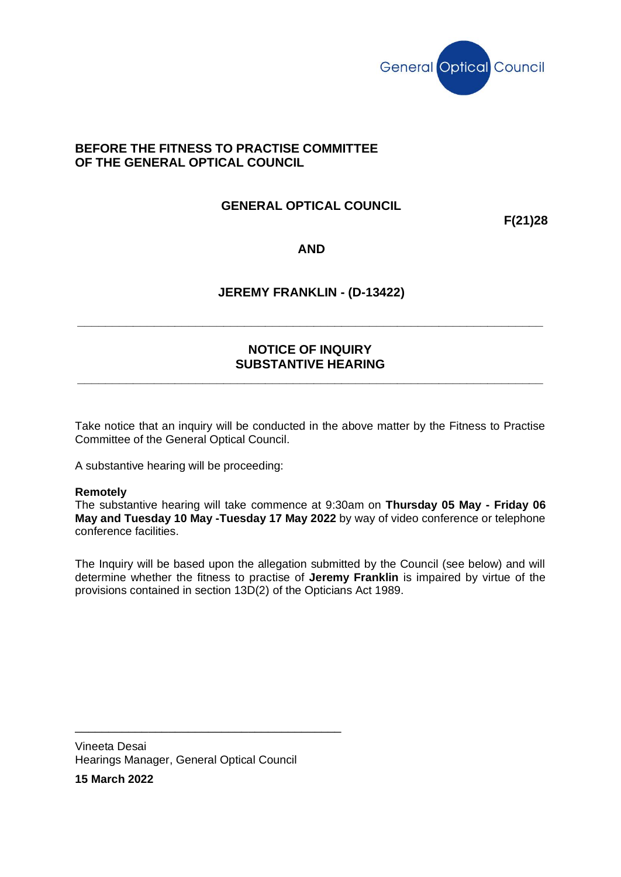General Optical Council

**BEFORE THE FITNESS TO PRACTISE COMMITTEE**
**OF THE GENERAL OPTICAL COUNCIL**

**GENERAL OPTICAL COUNCIL**

**F(21)28**

**AND**

**JEREMY FRANKLIN - (D-13422)**

---

## NOTICE OF INQUIRY
## SUBSTANTIVE HEARING

---

Take notice that an inquiry will be conducted in the above matter by the Fitness to Practise Committee of the General Optical Council.

A substantive hearing will be proceeding:

**Remotely**
The substantive hearing will take commence at 9:30am on **Thursday 05 May - Friday 06 May and Tuesday 10 May -Tuesday 17 May 2022** by way of video conference or telephone conference facilities.

The Inquiry will be based upon the allegation submitted by the Council (see below) and will determine whether the fitness to practise of **Jeremy Franklin** is impaired by virtue of the provisions contained in section 13D(2) of the Opticians Act 1989.

---

Vineeta Desai
Hearings Manager, General Optical Council

**15 March 2022**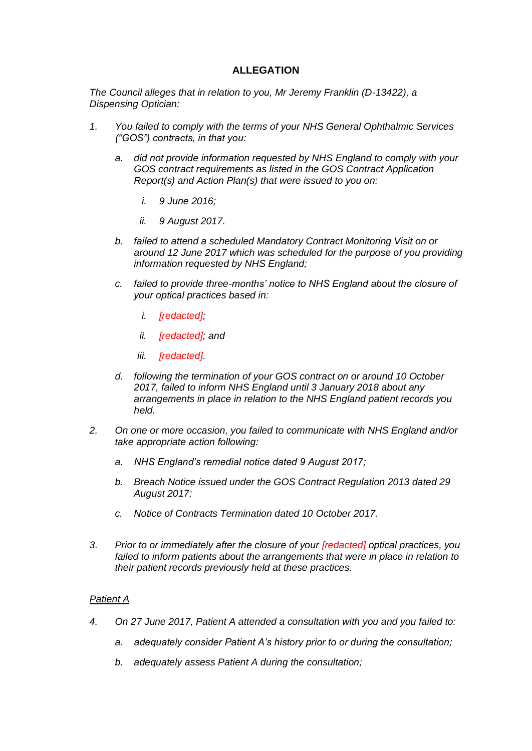## ALLEGATION

*The Council alleges that in relation to you, Mr Jeremy Franklin (D-13422), a Dispensing Optician:*

1. *You failed to comply with the terms of your NHS General Ophthalmic Services ("GOS") contracts, in that you:*

   a. *did not provide information requested by NHS England to comply with your GOS contract requirements as listed in the GOS Contract Application Report(s) and Action Plan(s) that were issued to you on:*

      i. *9 June 2016;*

      ii. *9 August 2017.*

   b. *failed to attend a scheduled Mandatory Contract Monitoring Visit on or around 12 June 2017 which was scheduled for the purpose of you providing information requested by NHS England;*

   c. *failed to provide three-months' notice to NHS England about the closure of your optical practices based in:*

      i. *[redacted];*

      ii. *[redacted]; and*

      iii. *[redacted].*

   d. *following the termination of your GOS contract on or around 10 October 2017, failed to inform NHS England until 3 January 2018 about any arrangements in place in relation to the NHS England patient records you held.*

2. *On one or more occasion, you failed to communicate with NHS England and/or take appropriate action following:*

   a. *NHS England's remedial notice dated 9 August 2017;*

   b. *Breach Notice issued under the GOS Contract Regulation 2013 dated 29 August 2017;*

   c. *Notice of Contracts Termination dated 10 October 2017.*

3. *Prior to or immediately after the closure of your [redacted] optical practices, you failed to inform patients about the arrangements that were in place in relation to their patient records previously held at these practices.*

*Patient A*

4. *On 27 June 2017, Patient A attended a consultation with you and you failed to:*

   a. *adequately consider Patient A's history prior to or during the consultation;*

   b. *adequately assess Patient A during the consultation;*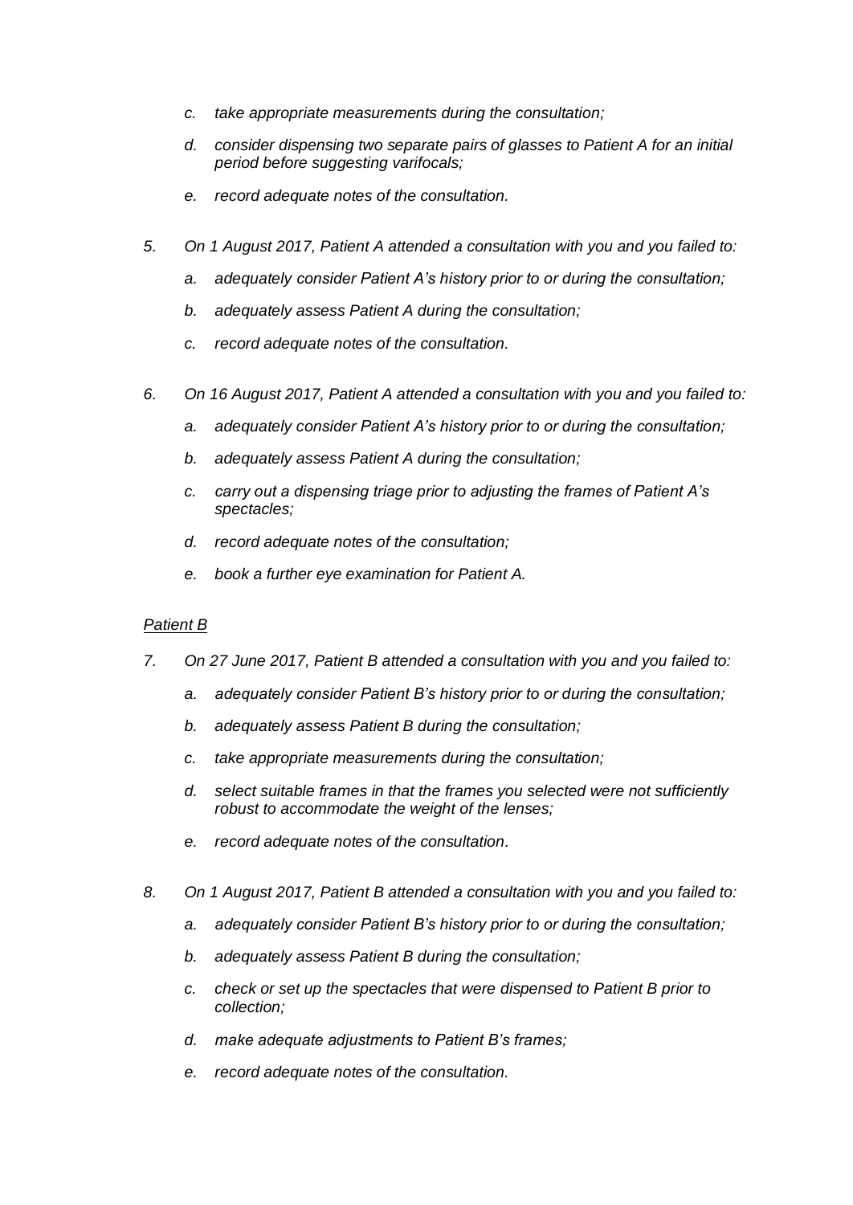*c. take appropriate measurements during the consultation;*

*d. consider dispensing two separate pairs of glasses to Patient A for an initial period before suggesting varifocals;*

*e. record adequate notes of the consultation.*

*5. On 1 August 2017, Patient A attended a consultation with you and you failed to:*

*a. adequately consider Patient A's history prior to or during the consultation;*

*b. adequately assess Patient A during the consultation;*

*c. record adequate notes of the consultation.*

*6. On 16 August 2017, Patient A attended a consultation with you and you failed to:*

*a. adequately consider Patient A's history prior to or during the consultation;*

*b. adequately assess Patient A during the consultation;*

*c. carry out a dispensing triage prior to adjusting the frames of Patient A's spectacles;*

*d. record adequate notes of the consultation;*

*e. book a further eye examination for Patient A.*

*<u>Patient B</u>*

*7. On 27 June 2017, Patient B attended a consultation with you and you failed to:*

*a. adequately consider Patient B's history prior to or during the consultation;*

*b. adequately assess Patient B during the consultation;*

*c. take appropriate measurements during the consultation;*

*d. select suitable frames in that the frames you selected were not sufficiently robust to accommodate the weight of the lenses;*

*e. record adequate notes of the consultation.*

*8. On 1 August 2017, Patient B attended a consultation with you and you failed to:*

*a. adequately consider Patient B's history prior to or during the consultation;*

*b. adequately assess Patient B during the consultation;*

*c. check or set up the spectacles that were dispensed to Patient B prior to collection;*

*d. make adequate adjustments to Patient B's frames;*

*e. record adequate notes of the consultation.*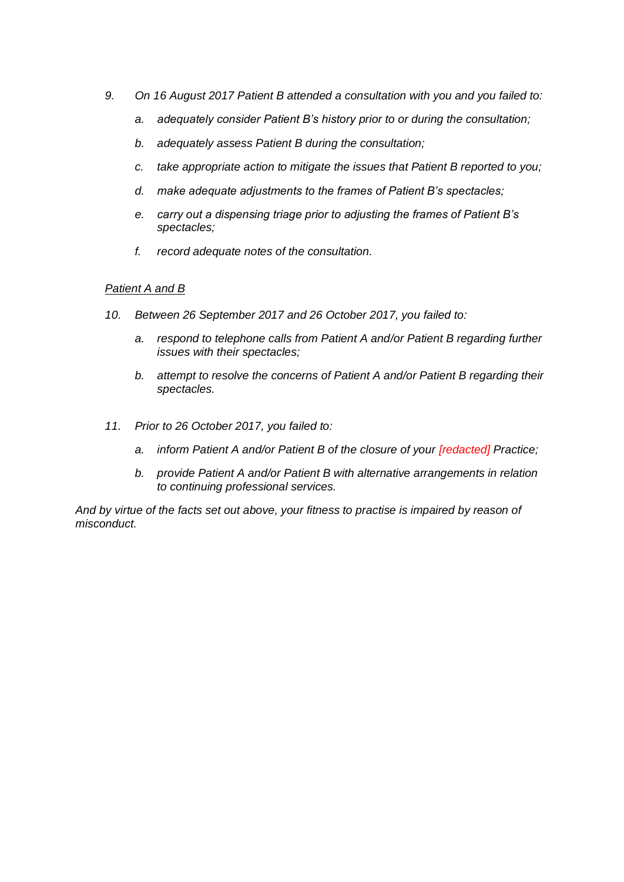9. *On 16 August 2017 Patient B attended a consultation with you and you failed to:*

   a. *adequately consider Patient B's history prior to or during the consultation;*

   b. *adequately assess Patient B during the consultation;*

   c. *take appropriate action to mitigate the issues that Patient B reported to you;*

   d. *make adequate adjustments to the frames of Patient B's spectacles;*

   e. *carry out a dispensing triage prior to adjusting the frames of Patient B's spectacles;*

   f. *record adequate notes of the consultation.*

*Patient A and B*

10. *Between 26 September 2017 and 26 October 2017, you failed to:*

    a. *respond to telephone calls from Patient A and/or Patient B regarding further issues with their spectacles;*

    b. *attempt to resolve the concerns of Patient A and/or Patient B regarding their spectacles.*

11. *Prior to 26 October 2017, you failed to:*

    a. *inform Patient A and/or Patient B of the closure of your [redacted] Practice;*

    b. *provide Patient A and/or Patient B with alternative arrangements in relation to continuing professional services.*

*And by virtue of the facts set out above, your fitness to practise is impaired by reason of misconduct.*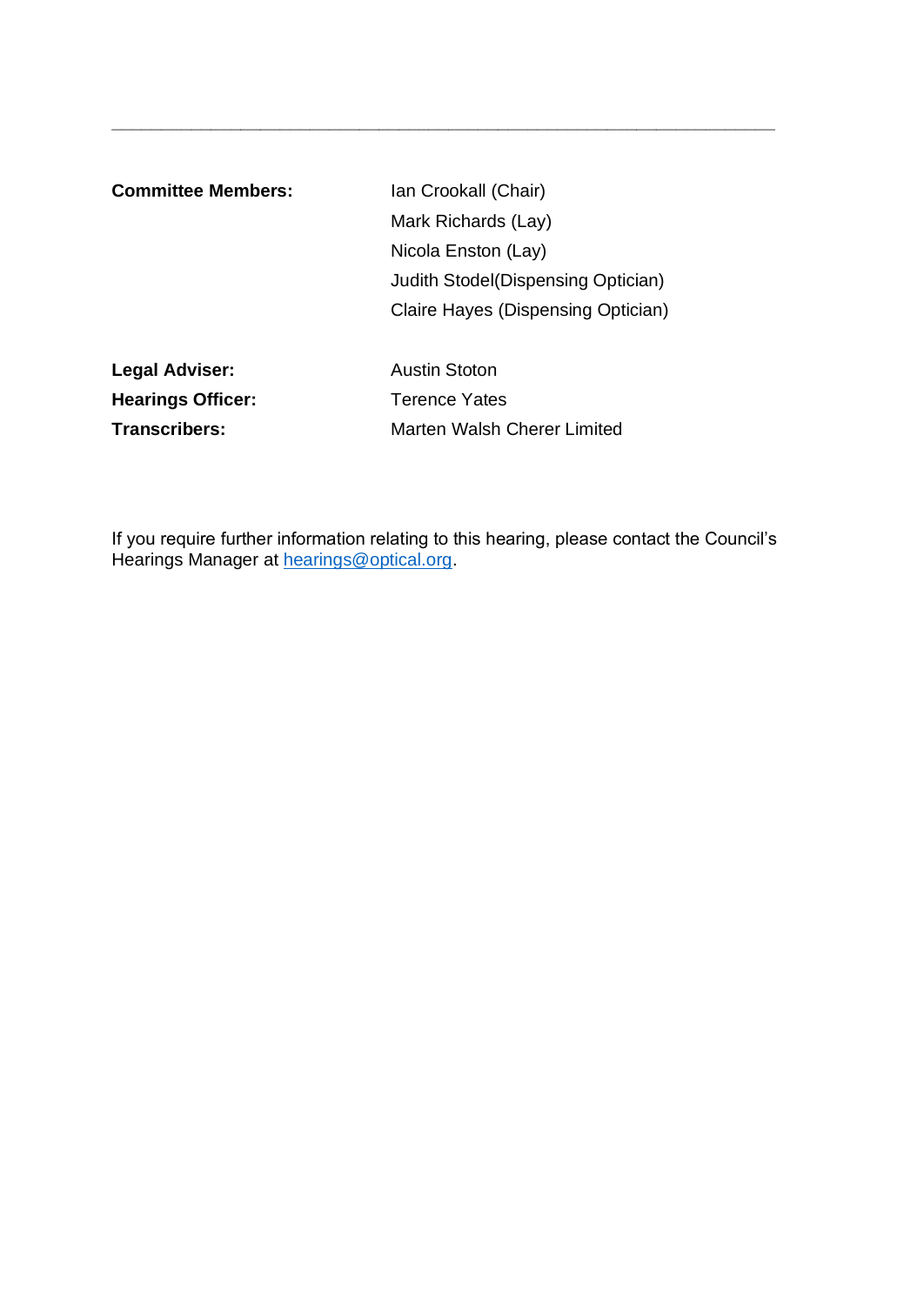---

| | |
|---|---|
| **Committee Members:** | Ian Crookall (Chair) |
| | Mark Richards (Lay) |
| | Nicola Enston (Lay) |
| | Judith Stodel(Dispensing Optician) |
| | Claire Hayes (Dispensing Optician) |
| | |
| **Legal Adviser:** | Austin Stoton |
| **Hearings Officer:** | Terence Yates |
| **Transcribers:** | Marten Walsh Cherer Limited |

If you require further information relating to this hearing, please contact the Council's Hearings Manager at [hearings@optical.org](mailto:hearings@optical.org).